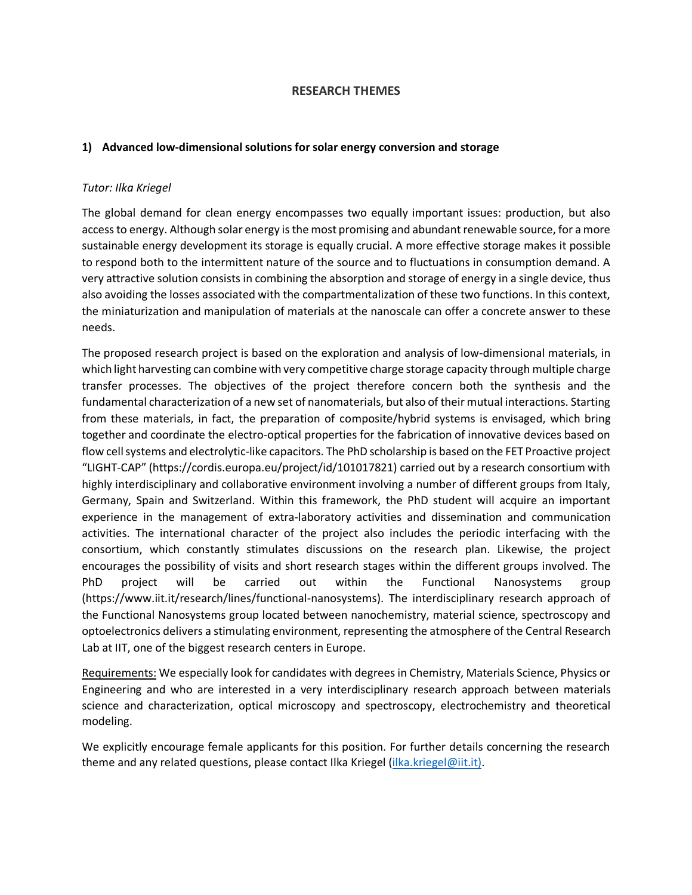# RESEARCH THEMES

## 1) Advanced low-dimensional solutions for solar energy conversion and storage

*Tutor: Ilka Kriegel*

The global demand for clean energy encompasses two equally important issues: production, but also access to energy. Although solar energy is the most promising and abundant renewable source, for a more sustainable energy development its storage is equally crucial. A more effective storage makes it possible to respond both to the intermittent nature of the source and to fluctuations in consumption demand. A very attractive solution consists in combining the absorption and storage of energy in a single device, thus also avoiding the losses associated with the compartmentalization of these two functions. In this context, the miniaturization and manipulation of materials at the nanoscale can offer a concrete answer to these needs.

The proposed research project is based on the exploration and analysis of low-dimensional materials, in which light harvesting can combine with very competitive charge storage capacity through multiple charge transfer processes. The objectives of the project therefore concern both the synthesis and the fundamental characterization of a new set of nanomaterials, but also of their mutual interactions. Starting from these materials, in fact, the preparation of composite/hybrid systems is envisaged, which bring together and coordinate the electro-optical properties for the fabrication of innovative devices based on flow cell systems and electrolytic-like capacitors. The PhD scholarship is based on the FET Proactive project "LIGHT-CAP" (https://cordis.europa.eu/project/id/101017821) carried out by a research consortium with highly interdisciplinary and collaborative environment involving a number of different groups from Italy, Germany, Spain and Switzerland. Within this framework, the PhD student will acquire an important experience in the management of extra-laboratory activities and dissemination and communication activities. The international character of the project also includes the periodic interfacing with the consortium, which constantly stimulates discussions on the research plan. Likewise, the project encourages the possibility of visits and short research stages within the different groups involved. The PhD project will be carried out within the Functional Nanosystems group (https://www.iit.it/research/lines/functional-nanosystems). The interdisciplinary research approach of the Functional Nanosystems group located between nanochemistry, material science, spectroscopy and optoelectronics delivers a stimulating environment, representing the atmosphere of the Central Research Lab at IIT, one of the biggest research centers in Europe.

Requirements: We especially look for candidates with degrees in Chemistry, Materials Science, Physics or Engineering and who are interested in a very interdisciplinary research approach between materials science and characterization, optical microscopy and spectroscopy, electrochemistry and theoretical modeling.

We explicitly encourage female applicants for this position. For further details concerning the research theme and any related questions, please contact Ilka Kriegel (ilka.kriegel@iit.it).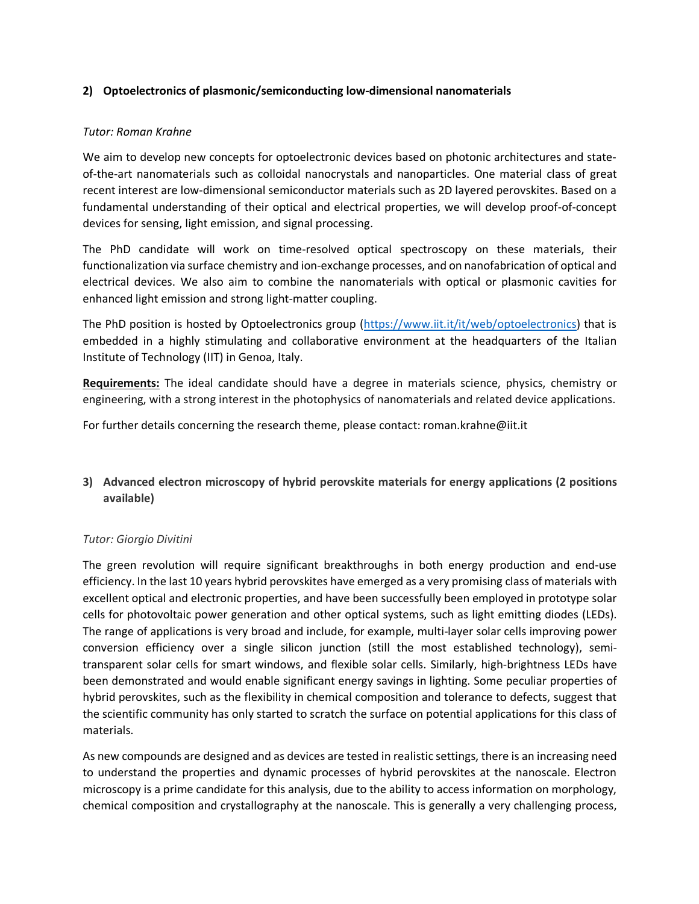## 2) Optoelectronics of plasmonic/semiconducting low-dimensional nanomaterials

*Tutor: Roman Krahne*

We aim to develop new concepts for optoelectronic devices based on photonic architectures and state-of-the-art nanomaterials such as colloidal nanocrystals and nanoparticles. One material class of great recent interest are low-dimensional semiconductor materials such as 2D layered perovskites. Based on a fundamental understanding of their optical and electrical properties, we will develop proof-of-concept devices for sensing, light emission, and signal processing.

The PhD candidate will work on time-resolved optical spectroscopy on these materials, their functionalization via surface chemistry and ion-exchange processes, and on nanofabrication of optical and electrical devices. We also aim to combine the nanomaterials with optical or plasmonic cavities for enhanced light emission and strong light-matter coupling.

The PhD position is hosted by Optoelectronics group (https://www.iit.it/it/web/optoelectronics) that is embedded in a highly stimulating and collaborative environment at the headquarters of the Italian Institute of Technology (IIT) in Genoa, Italy.

**Requirements:** The ideal candidate should have a degree in materials science, physics, chemistry or engineering, with a strong interest in the photophysics of nanomaterials and related device applications.

For further details concerning the research theme, please contact: roman.krahne@iit.it

## 3) Advanced electron microscopy of hybrid perovskite materials for energy applications (2 positions available)

*Tutor: Giorgio Divitini*

The green revolution will require significant breakthroughs in both energy production and end-use efficiency. In the last 10 years hybrid perovskites have emerged as a very promising class of materials with excellent optical and electronic properties, and have been successfully been employed in prototype solar cells for photovoltaic power generation and other optical systems, such as light emitting diodes (LEDs). The range of applications is very broad and include, for example, multi-layer solar cells improving power conversion efficiency over a single silicon junction (still the most established technology), semi-transparent solar cells for smart windows, and flexible solar cells. Similarly, high-brightness LEDs have been demonstrated and would enable significant energy savings in lighting. Some peculiar properties of hybrid perovskites, such as the flexibility in chemical composition and tolerance to defects, suggest that the scientific community has only started to scratch the surface on potential applications for this class of materials.

As new compounds are designed and as devices are tested in realistic settings, there is an increasing need to understand the properties and dynamic processes of hybrid perovskites at the nanoscale. Electron microscopy is a prime candidate for this analysis, due to the ability to access information on morphology, chemical composition and crystallography at the nanoscale. This is generally a very challenging process,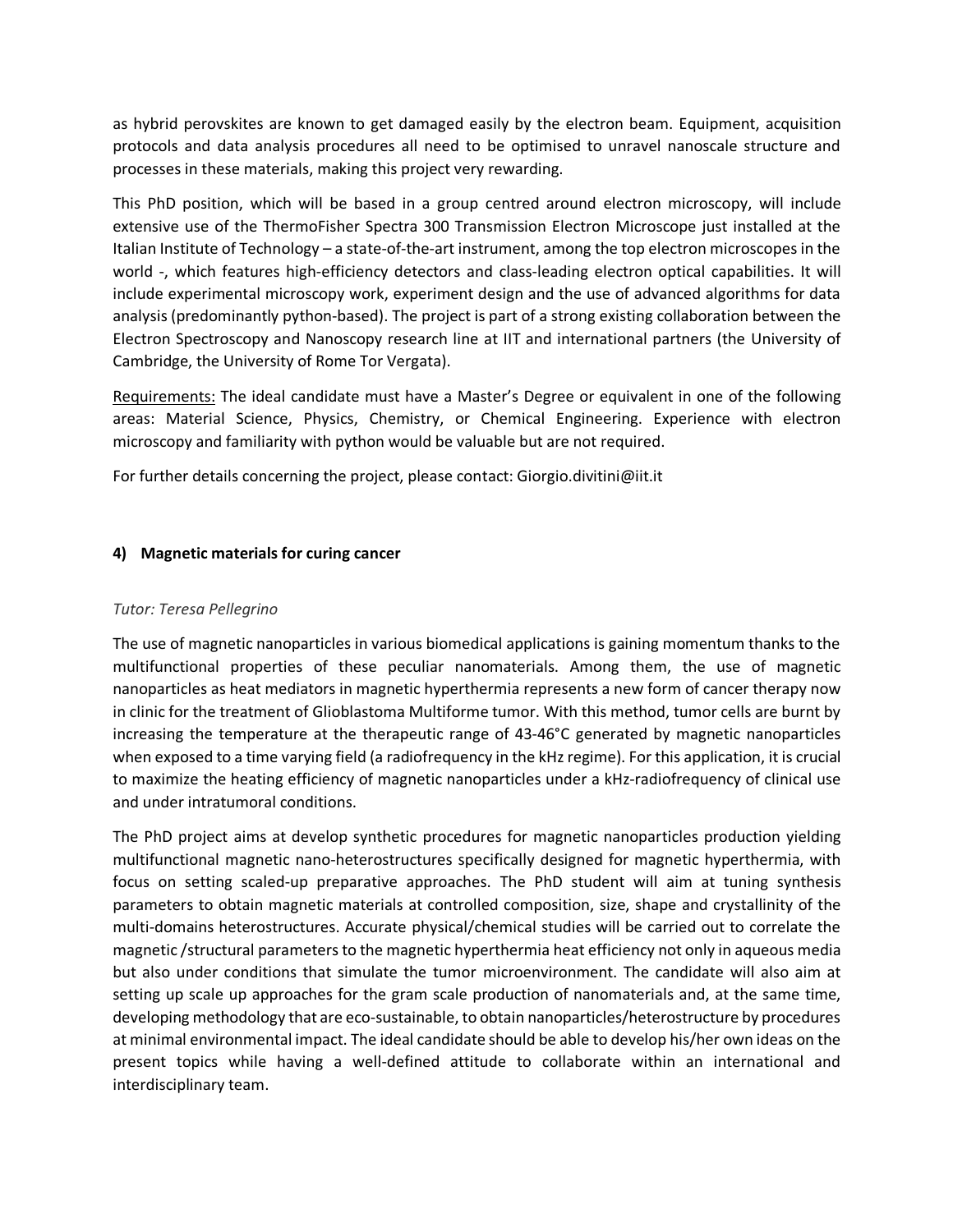as hybrid perovskites are known to get damaged easily by the electron beam. Equipment, acquisition protocols and data analysis procedures all need to be optimised to unravel nanoscale structure and processes in these materials, making this project very rewarding.

This PhD position, which will be based in a group centred around electron microscopy, will include extensive use of the ThermoFisher Spectra 300 Transmission Electron Microscope just installed at the Italian Institute of Technology – a state-of-the-art instrument, among the top electron microscopes in the world -, which features high-efficiency detectors and class-leading electron optical capabilities. It will include experimental microscopy work, experiment design and the use of advanced algorithms for data analysis (predominantly python-based). The project is part of a strong existing collaboration between the Electron Spectroscopy and Nanoscopy research line at IIT and international partners (the University of Cambridge, the University of Rome Tor Vergata).

Requirements: The ideal candidate must have a Master's Degree or equivalent in one of the following areas: Material Science, Physics, Chemistry, or Chemical Engineering. Experience with electron microscopy and familiarity with python would be valuable but are not required.

For further details concerning the project, please contact: Giorgio.divitini@iit.it

### 4) Magnetic materials for curing cancer

*Tutor: Teresa Pellegrino*

The use of magnetic nanoparticles in various biomedical applications is gaining momentum thanks to the multifunctional properties of these peculiar nanomaterials. Among them, the use of magnetic nanoparticles as heat mediators in magnetic hyperthermia represents a new form of cancer therapy now in clinic for the treatment of Glioblastoma Multiforme tumor. With this method, tumor cells are burnt by increasing the temperature at the therapeutic range of 43-46°C generated by magnetic nanoparticles when exposed to a time varying field (a radiofrequency in the kHz regime). For this application, it is crucial to maximize the heating efficiency of magnetic nanoparticles under a kHz-radiofrequency of clinical use and under intratumoral conditions.

The PhD project aims at develop synthetic procedures for magnetic nanoparticles production yielding multifunctional magnetic nano-heterostructures specifically designed for magnetic hyperthermia, with focus on setting scaled-up preparative approaches. The PhD student will aim at tuning synthesis parameters to obtain magnetic materials at controlled composition, size, shape and crystallinity of the multi-domains heterostructures. Accurate physical/chemical studies will be carried out to correlate the magnetic /structural parameters to the magnetic hyperthermia heat efficiency not only in aqueous media but also under conditions that simulate the tumor microenvironment. The candidate will also aim at setting up scale up approaches for the gram scale production of nanomaterials and, at the same time, developing methodology that are eco-sustainable, to obtain nanoparticles/heterostructure by procedures at minimal environmental impact. The ideal candidate should be able to develop his/her own ideas on the present topics while having a well-defined attitude to collaborate within an international and interdisciplinary team.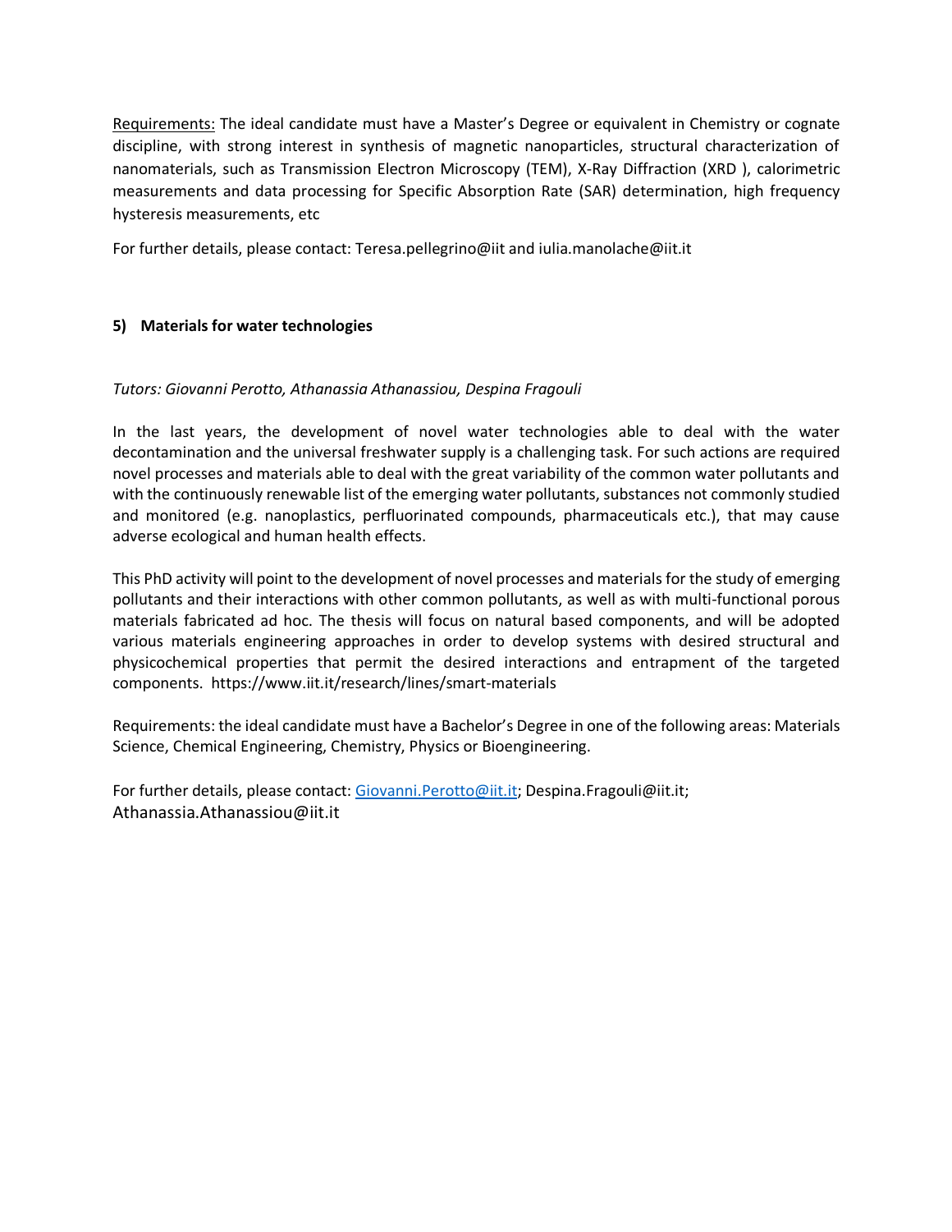Requirements: The ideal candidate must have a Master's Degree or equivalent in Chemistry or cognate discipline, with strong interest in synthesis of magnetic nanoparticles, structural characterization of nanomaterials, such as Transmission Electron Microscopy (TEM), X-Ray Diffraction (XRD ), calorimetric measurements and data processing for Specific Absorption Rate (SAR) determination, high frequency hysteresis measurements, etc

For further details, please contact: Teresa.pellegrino@iit and iulia.manolache@iit.it

### 5) Materials for water technologies

*Tutors: Giovanni Perotto, Athanassia Athanassiou, Despina Fragouli*

In the last years, the development of novel water technologies able to deal with the water decontamination and the universal freshwater supply is a challenging task. For such actions are required novel processes and materials able to deal with the great variability of the common water pollutants and with the continuously renewable list of the emerging water pollutants, substances not commonly studied and monitored (e.g. nanoplastics, perfluorinated compounds, pharmaceuticals etc.), that may cause adverse ecological and human health effects.

This PhD activity will point to the development of novel processes and materials for the study of emerging pollutants and their interactions with other common pollutants, as well as with multi-functional porous materials fabricated ad hoc. The thesis will focus on natural based components, and will be adopted various materials engineering approaches in order to develop systems with desired structural and physicochemical properties that permit the desired interactions and entrapment of the targeted components. https://www.iit.it/research/lines/smart-materials

Requirements: the ideal candidate must have a Bachelor's Degree in one of the following areas: Materials Science, Chemical Engineering, Chemistry, Physics or Bioengineering.

For further details, please contact: Giovanni.Perotto@iit.it; Despina.Fragouli@iit.it; Athanassia.Athanassiou@iit.it